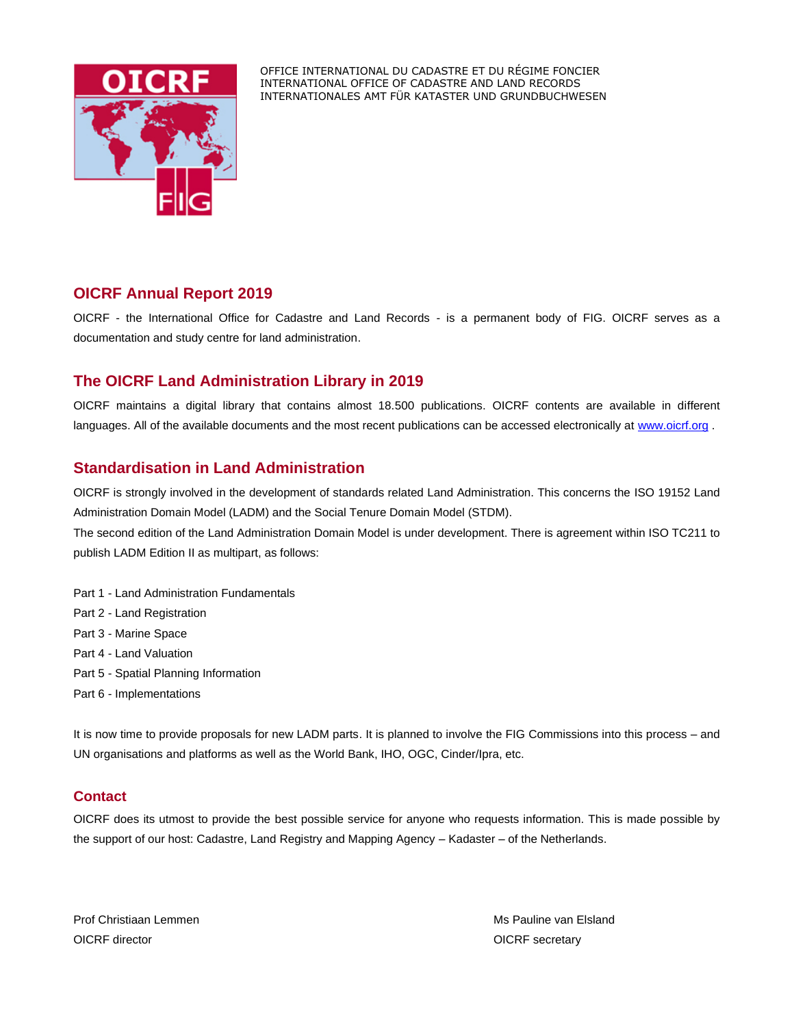OFFICE INTERNATIONAL DU CADASTRE ET DU RÉGIME FONCIER
INTERNATIONAL OFFICE OF CADASTRE AND LAND RECORDS
INTERNATIONALES AMT FÜR KATASTER UND GRUNDBUCHWESEN

## OICRF Annual Report 2019

OICRF - the International Office for Cadastre and Land Records - is a permanent body of FIG. OICRF serves as a documentation and study centre for land administration.

## The OICRF Land Administration Library in 2019

OICRF maintains a digital library that contains almost 18.500 publications. OICRF contents are available in different languages. All of the available documents and the most recent publications can be accessed electronically at www.oicrf.org .

## Standardisation in Land Administration

OICRF is strongly involved in the development of standards related Land Administration. This concerns the ISO 19152 Land Administration Domain Model (LADM) and the Social Tenure Domain Model (STDM).
The second edition of the Land Administration Domain Model is under development. There is agreement within ISO TC211 to publish LADM Edition II as multipart, as follows:

Part 1 - Land Administration Fundamentals
Part 2 - Land Registration
Part 3 - Marine Space
Part 4 - Land Valuation
Part 5 - Spatial Planning Information
Part 6 - Implementations

It is now time to provide proposals for new LADM parts. It is planned to involve the FIG Commissions into this process – and UN organisations and platforms as well as the World Bank, IHO, OGC, Cinder/Ipra, etc.

## Contact

OICRF does its utmost to provide the best possible service for anyone who requests information. This is made possible by the support of our host: Cadastre, Land Registry and Mapping Agency – Kadaster – of the Netherlands.

Prof Christiaan Lemmen
OICRF director

Ms Pauline van Elsland
OICRF secretary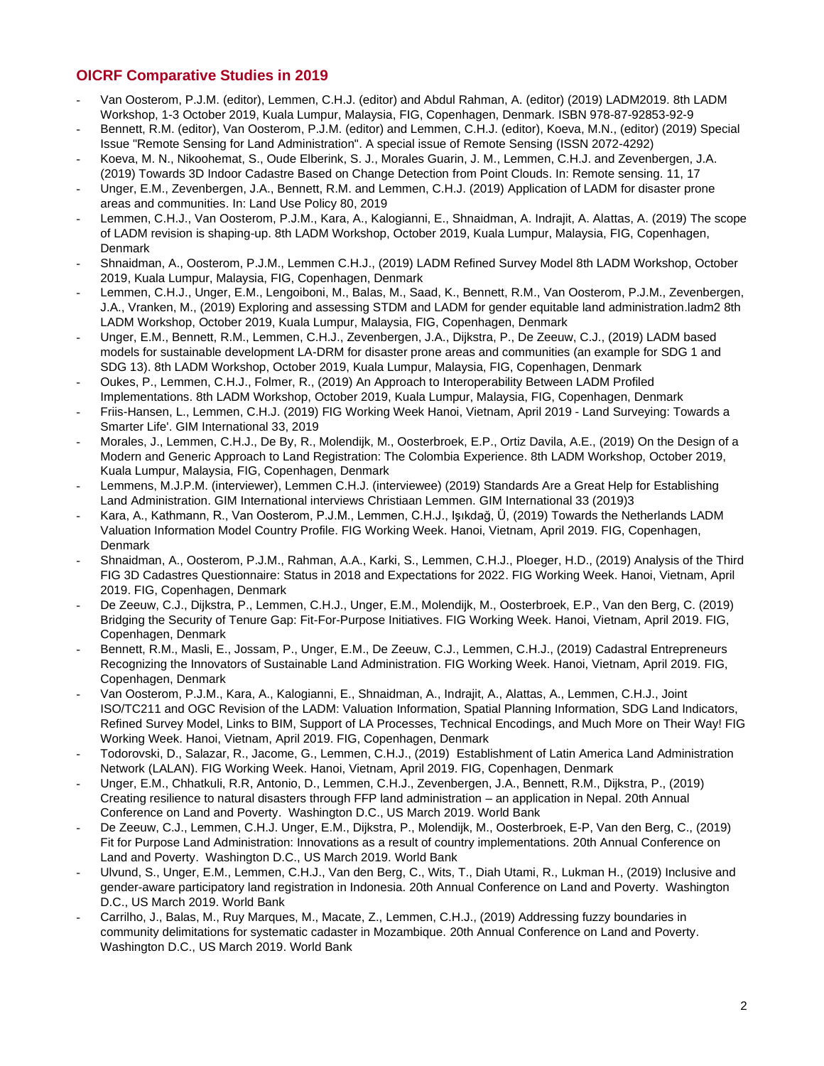## OICRF Comparative Studies in 2019

- Van Oosterom, P.J.M. (editor), Lemmen, C.H.J. (editor) and Abdul Rahman, A. (editor) (2019) LADM2019. 8th LADM Workshop, 1-3 October 2019, Kuala Lumpur, Malaysia, FIG, Copenhagen, Denmark. ISBN 978-87-92853-92-9
- Bennett, R.M. (editor), Van Oosterom, P.J.M. (editor) and Lemmen, C.H.J. (editor), Koeva, M.N., (editor) (2019) Special Issue "Remote Sensing for Land Administration". A special issue of Remote Sensing (ISSN 2072-4292)
- Koeva, M. N., Nikoohemat, S., Oude Elberink, S. J., Morales Guarin, J. M., Lemmen, C.H.J. and Zevenbergen, J.A. (2019) Towards 3D Indoor Cadastre Based on Change Detection from Point Clouds. In: Remote sensing. 11, 17
- Unger, E.M., Zevenbergen, J.A., Bennett, R.M. and Lemmen, C.H.J. (2019) Application of LADM for disaster prone areas and communities. In: Land Use Policy 80, 2019
- Lemmen, C.H.J., Van Oosterom, P.J.M., Kara, A., Kalogianni, E., Shnaidman, A. Indrajit, A. Alattas, A. (2019) The scope of LADM revision is shaping-up. 8th LADM Workshop, October 2019, Kuala Lumpur, Malaysia, FIG, Copenhagen, Denmark
- Shnaidman, A., Oosterom, P.J.M., Lemmen C.H.J., (2019) LADM Refined Survey Model 8th LADM Workshop, October 2019, Kuala Lumpur, Malaysia, FIG, Copenhagen, Denmark
- Lemmen, C.H.J., Unger, E.M., Lengoiboni, M., Balas, M., Saad, K., Bennett, R.M., Van Oosterom, P.J.M., Zevenbergen, J.A., Vranken, M., (2019) Exploring and assessing STDM and LADM for gender equitable land administration.ladm2 8th LADM Workshop, October 2019, Kuala Lumpur, Malaysia, FIG, Copenhagen, Denmark
- Unger, E.M., Bennett, R.M., Lemmen, C.H.J., Zevenbergen, J.A., Dijkstra, P., De Zeeuw, C.J., (2019) LADM based models for sustainable development LA-DRM for disaster prone areas and communities (an example for SDG 1 and SDG 13). 8th LADM Workshop, October 2019, Kuala Lumpur, Malaysia, FIG, Copenhagen, Denmark
- Oukes, P., Lemmen, C.H.J., Folmer, R., (2019) An Approach to Interoperability Between LADM Profiled Implementations. 8th LADM Workshop, October 2019, Kuala Lumpur, Malaysia, FIG, Copenhagen, Denmark
- Friis-Hansen, L., Lemmen, C.H.J. (2019) FIG Working Week Hanoi, Vietnam, April 2019 - Land Surveying: Towards a Smarter Life'. GIM International 33, 2019
- Morales, J., Lemmen, C.H.J., De By, R., Molendijk, M., Oosterbroek, E.P., Ortiz Davila, A.E., (2019) On the Design of a Modern and Generic Approach to Land Registration: The Colombia Experience. 8th LADM Workshop, October 2019, Kuala Lumpur, Malaysia, FIG, Copenhagen, Denmark
- Lemmens, M.J.P.M. (interviewer), Lemmen C.H.J. (interviewee) (2019) Standards Are a Great Help for Establishing Land Administration. GIM International interviews Christiaan Lemmen. GIM International 33 (2019)3
- Kara, A., Kathmann, R., Van Oosterom, P.J.M., Lemmen, C.H.J., Işıkdağ, Ü, (2019) Towards the Netherlands LADM Valuation Information Model Country Profile. FIG Working Week. Hanoi, Vietnam, April 2019. FIG, Copenhagen, Denmark
- Shnaidman, A., Oosterom, P.J.M., Rahman, A.A., Karki, S., Lemmen, C.H.J., Ploeger, H.D., (2019) Analysis of the Third FIG 3D Cadastres Questionnaire: Status in 2018 and Expectations for 2022. FIG Working Week. Hanoi, Vietnam, April 2019. FIG, Copenhagen, Denmark
- De Zeeuw, C.J., Dijkstra, P., Lemmen, C.H.J., Unger, E.M., Molendijk, M., Oosterbroek, E.P., Van den Berg, C. (2019) Bridging the Security of Tenure Gap: Fit-For-Purpose Initiatives. FIG Working Week. Hanoi, Vietnam, April 2019. FIG, Copenhagen, Denmark
- Bennett, R.M., Masli, E., Jossam, P., Unger, E.M., De Zeeuw, C.J., Lemmen, C.H.J., (2019) Cadastral Entrepreneurs Recognizing the Innovators of Sustainable Land Administration. FIG Working Week. Hanoi, Vietnam, April 2019. FIG, Copenhagen, Denmark
- Van Oosterom, P.J.M., Kara, A., Kalogianni, E., Shnaidman, A., Indrajit, A., Alattas, A., Lemmen, C.H.J., Joint ISO/TC211 and OGC Revision of the LADM: Valuation Information, Spatial Planning Information, SDG Land Indicators, Refined Survey Model, Links to BIM, Support of LA Processes, Technical Encodings, and Much More on Their Way! FIG Working Week. Hanoi, Vietnam, April 2019. FIG, Copenhagen, Denmark
- Todorovski, D., Salazar, R., Jacome, G., Lemmen, C.H.J., (2019) Establishment of Latin America Land Administration Network (LALAN). FIG Working Week. Hanoi, Vietnam, April 2019. FIG, Copenhagen, Denmark
- Unger, E.M., Chhatkuli, R.R, Antonio, D., Lemmen, C.H.J., Zevenbergen, J.A., Bennett, R.M., Dijkstra, P., (2019) Creating resilience to natural disasters through FFP land administration – an application in Nepal. 20th Annual Conference on Land and Poverty. Washington D.C., US March 2019. World Bank
- De Zeeuw, C.J., Lemmen, C.H.J. Unger, E.M., Dijkstra, P., Molendijk, M., Oosterbroek, E-P, Van den Berg, C., (2019) Fit for Purpose Land Administration: Innovations as a result of country implementations. 20th Annual Conference on Land and Poverty. Washington D.C., US March 2019. World Bank
- Ulvund, S., Unger, E.M., Lemmen, C.H.J., Van den Berg, C., Wits, T., Diah Utami, R., Lukman H., (2019) Inclusive and gender-aware participatory land registration in Indonesia. 20th Annual Conference on Land and Poverty. Washington D.C., US March 2019. World Bank
- Carrilho, J., Balas, M., Ruy Marques, M., Macate, Z., Lemmen, C.H.J., (2019) Addressing fuzzy boundaries in community delimitations for systematic cadaster in Mozambique. 20th Annual Conference on Land and Poverty. Washington D.C., US March 2019. World Bank